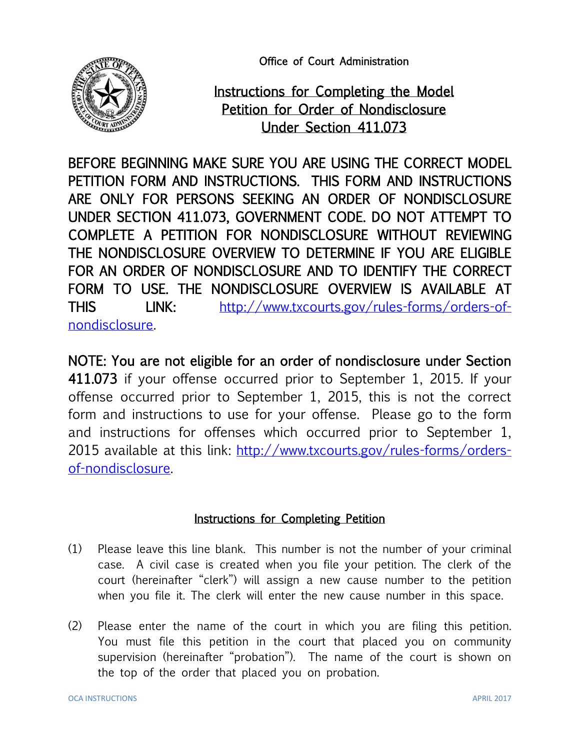Office of Court Administration

# Instructions for Completing the Model Petition for Order of Nondisclosure Under Section 411.073

**BEFORE BEGINNING MAKE SURE YOU ARE USING THE CORRECT MODEL PETITION FORM AND INSTRUCTIONS. THIS FORM AND INSTRUCTIONS ARE ONLY FOR PERSONS SEEKING AN ORDER OF NONDISCLOSURE UNDER SECTION 411.073, GOVERNMENT CODE. DO NOT ATTEMPT TO COMPLETE A PETITION FOR NONDISCLOSURE WITHOUT REVIEWING THE NONDISCLOSURE OVERVIEW TO DETERMINE IF YOU ARE ELIGIBLE FOR AN ORDER OF NONDISCLOSURE AND TO IDENTIFY THE CORRECT FORM TO USE. THE NONDISCLOSURE OVERVIEW IS AVAILABLE AT THIS LINK:** [http://www.txcourts.gov/rules-forms/orders-of-nondisclosure](http://www.txcourts.gov/rules-forms/orders-of-nondisclosure).

**NOTE: You are not eligible for an order of nondisclosure under Section 411.073** if your offense occurred prior to September 1, 2015. If your offense occurred prior to September 1, 2015, this is not the correct form and instructions to use for your offense. Please go to the form and instructions for offenses which occurred prior to September 1, 2015 available at this link: [http://www.txcourts.gov/rules-forms/orders-of-nondisclosure](http://www.txcourts.gov/rules-forms/orders-of-nondisclosure).

## Instructions for Completing Petition

(1) Please leave this line blank. This number is not the number of your criminal case. A civil case is created when you file your petition. The clerk of the court (hereinafter "clerk") will assign a new cause number to the petition when you file it. The clerk will enter the new cause number in this space.

(2) Please enter the name of the court in which you are filing this petition. You must file this petition in the court that placed you on community supervision (hereinafter "probation"). The name of the court is shown on the top of the order that placed you on probation.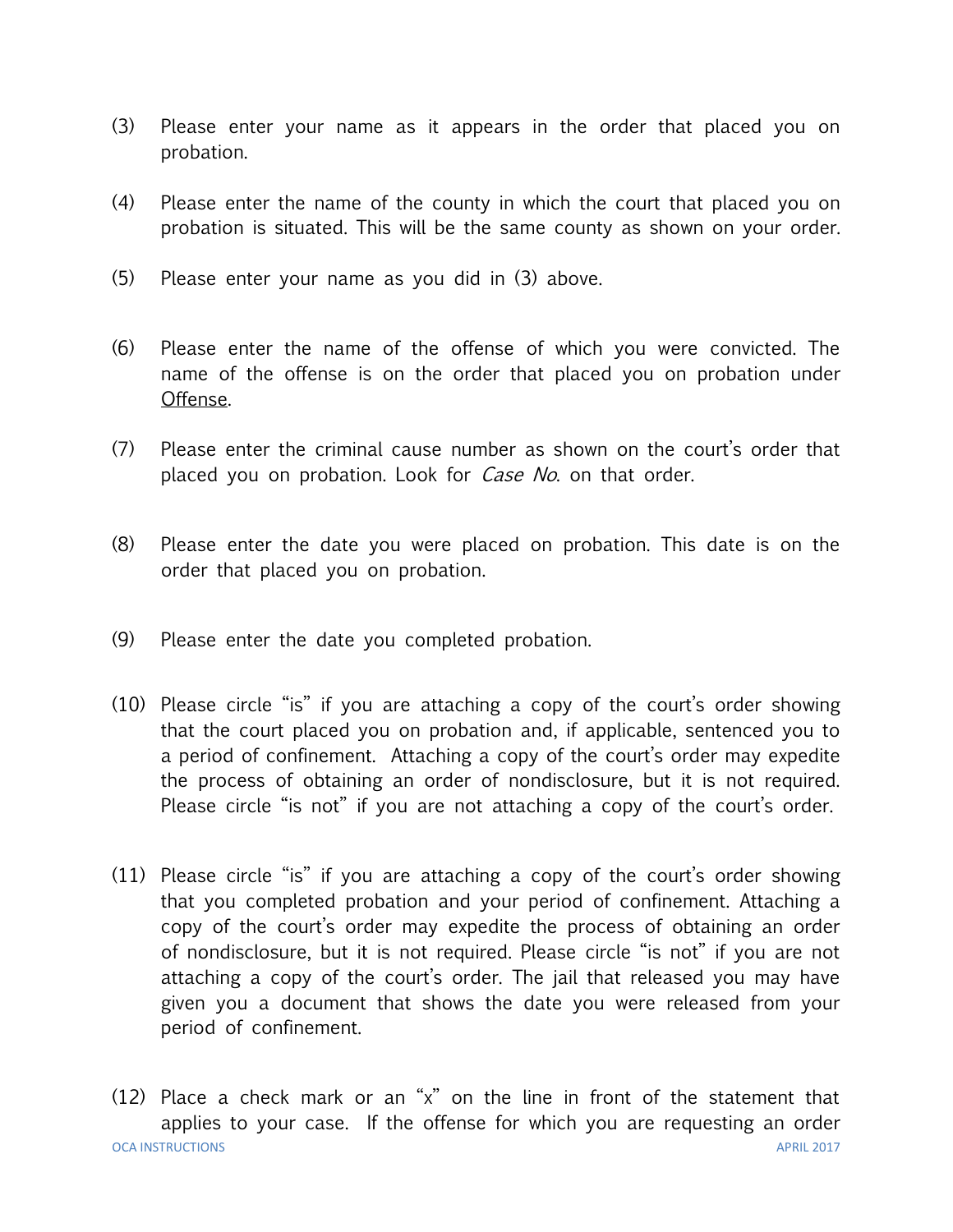(3) Please enter your name as it appears in the order that placed you on probation.

(4) Please enter the name of the county in which the court that placed you on probation is situated. This will be the same county as shown on your order.

(5) Please enter your name as you did in (3) above.

(6) Please enter the name of the offense of which you were convicted. The name of the offense is on the order that placed you on probation under Offense.

(7) Please enter the criminal cause number as shown on the court's order that placed you on probation. Look for *Case No*. on that order.

(8) Please enter the date you were placed on probation. This date is on the order that placed you on probation.

(9) Please enter the date you completed probation.

(10) Please circle "is" if you are attaching a copy of the court's order showing that the court placed you on probation and, if applicable, sentenced you to a period of confinement. Attaching a copy of the court's order may expedite the process of obtaining an order of nondisclosure, but it is not required. Please circle "is not" if you are not attaching a copy of the court's order.

(11) Please circle "is" if you are attaching a copy of the court's order showing that you completed probation and your period of confinement. Attaching a copy of the court's order may expedite the process of obtaining an order of nondisclosure, but it is not required. Please circle "is not" if you are not attaching a copy of the court's order. The jail that released you may have given you a document that shows the date you were released from your period of confinement.

(12) Place a check mark or an "x" on the line in front of the statement that applies to your case. If the offense for which you are requesting an order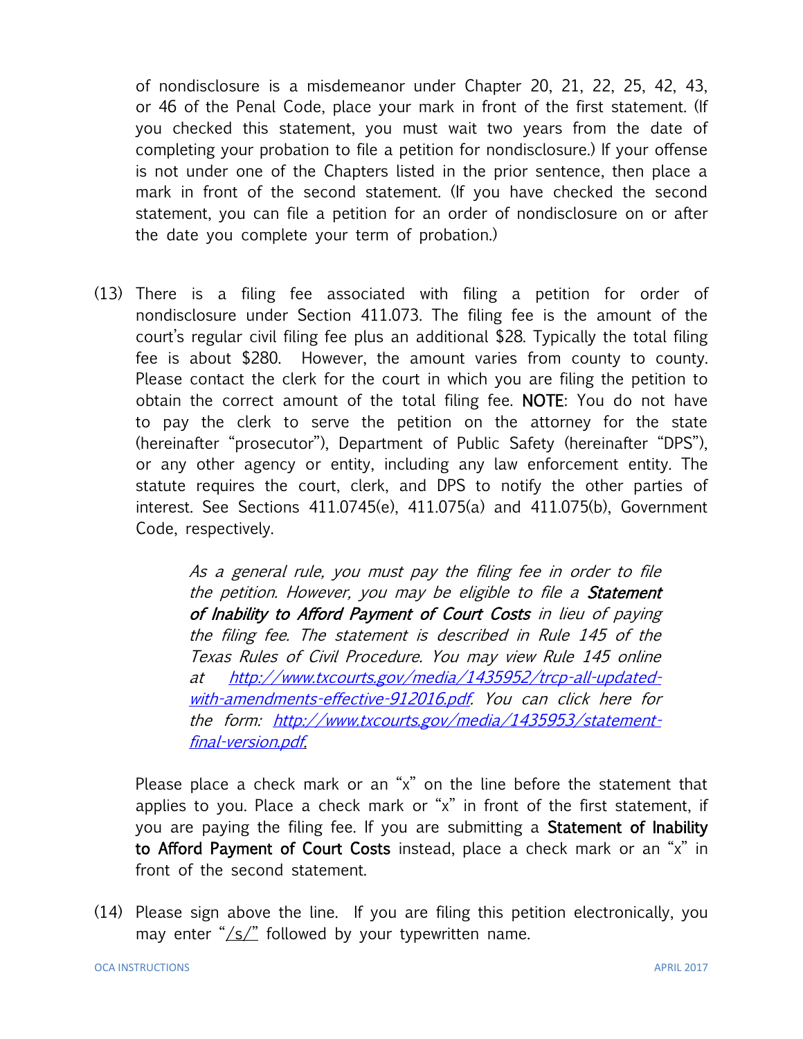of nondisclosure is a misdemeanor under Chapter 20, 21, 22, 25, 42, 43, or 46 of the Penal Code, place your mark in front of the first statement. (If you checked this statement, you must wait two years from the date of completing your probation to file a petition for nondisclosure.) If your offense is not under one of the Chapters listed in the prior sentence, then place a mark in front of the second statement. (If you have checked the second statement, you can file a petition for an order of nondisclosure on or after the date you complete your term of probation.)

(13) There is a filing fee associated with filing a petition for order of nondisclosure under Section 411.073. The filing fee is the amount of the court's regular civil filing fee plus an additional $28. Typically the total filing fee is about $280. However, the amount varies from county to county. Please contact the clerk for the court in which you are filing the petition to obtain the correct amount of the total filing fee. **NOTE**: You do not have to pay the clerk to serve the petition on the attorney for the state (hereinafter "prosecutor"), Department of Public Safety (hereinafter "DPS"), or any other agency or entity, including any law enforcement entity. The statute requires the court, clerk, and DPS to notify the other parties of interest. See Sections 411.0745(e), 411.075(a) and 411.075(b), Government Code, respectively.

> *As a general rule, you must pay the filing fee in order to file the petition. However, you may be eligible to file a* ***Statement of Inability to Afford Payment of Court Costs*** *in lieu of paying the filing fee. The statement is described in Rule 145 of the Texas Rules of Civil Procedure. You may view Rule 145 online at [http://www.txcourts.gov/media/1435952/trcp-all-updated-with-amendments-effective-912016.pdf](http://www.txcourts.gov/media/1435952/trcp-all-updated-with-amendments-effective-912016.pdf). You can click here for the form: [http://www.txcourts.gov/media/1435953/statement-final-version.pdf](http://www.txcourts.gov/media/1435953/statement-final-version.pdf).*

Please place a check mark or an "x" on the line before the statement that applies to you. Place a check mark or "x" in front of the first statement, if you are paying the filing fee. If you are submitting a **Statement of Inability to Afford Payment of Court Costs** instead, place a check mark or an "x" in front of the second statement.

(14) Please sign above the line. If you are filing this petition electronically, you may enter "/s/" followed by your typewritten name.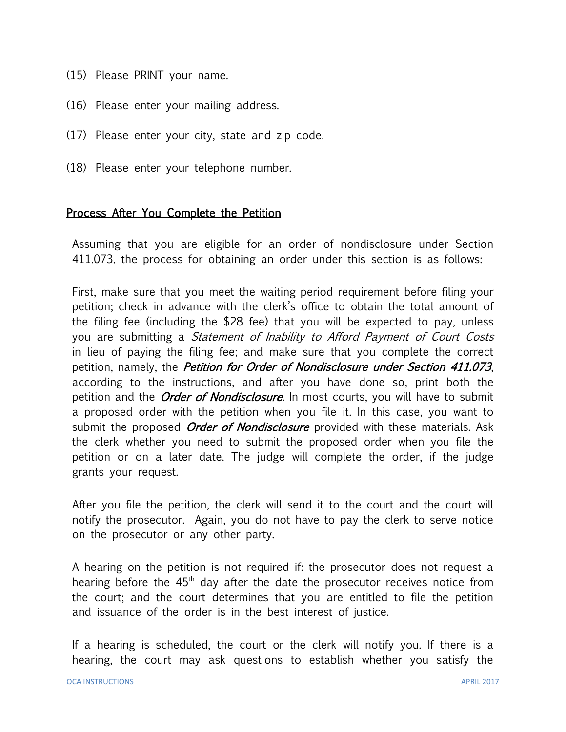(15) Please PRINT your name.

(16) Please enter your mailing address.

(17) Please enter your city, state and zip code.

(18) Please enter your telephone number.

## Process After You Complete the Petition

Assuming that you are eligible for an order of nondisclosure under Section 411.073, the process for obtaining an order under this section is as follows:

First, make sure that you meet the waiting period requirement before filing your petition; check in advance with the clerk's office to obtain the total amount of the filing fee (including the $28 fee) that you will be expected to pay, unless you are submitting a *Statement of Inability to Afford Payment of Court Costs* in lieu of paying the filing fee; and make sure that you complete the correct petition, namely, the ***Petition for Order of Nondisclosure under Section 411.073***, according to the instructions, and after you have done so, print both the petition and the ***Order of Nondisclosure***. In most courts, you will have to submit a proposed order with the petition when you file it. In this case, you want to submit the proposed ***Order of Nondisclosure*** provided with these materials. Ask the clerk whether you need to submit the proposed order when you file the petition or on a later date. The judge will complete the order, if the judge grants your request.

After you file the petition, the clerk will send it to the court and the court will notify the prosecutor. Again, you do not have to pay the clerk to serve notice on the prosecutor or any other party.

A hearing on the petition is not required if: the prosecutor does not request a hearing before the 45th day after the date the prosecutor receives notice from the court; and the court determines that you are entitled to file the petition and issuance of the order is in the best interest of justice.

If a hearing is scheduled, the court or the clerk will notify you. If there is a hearing, the court may ask questions to establish whether you satisfy the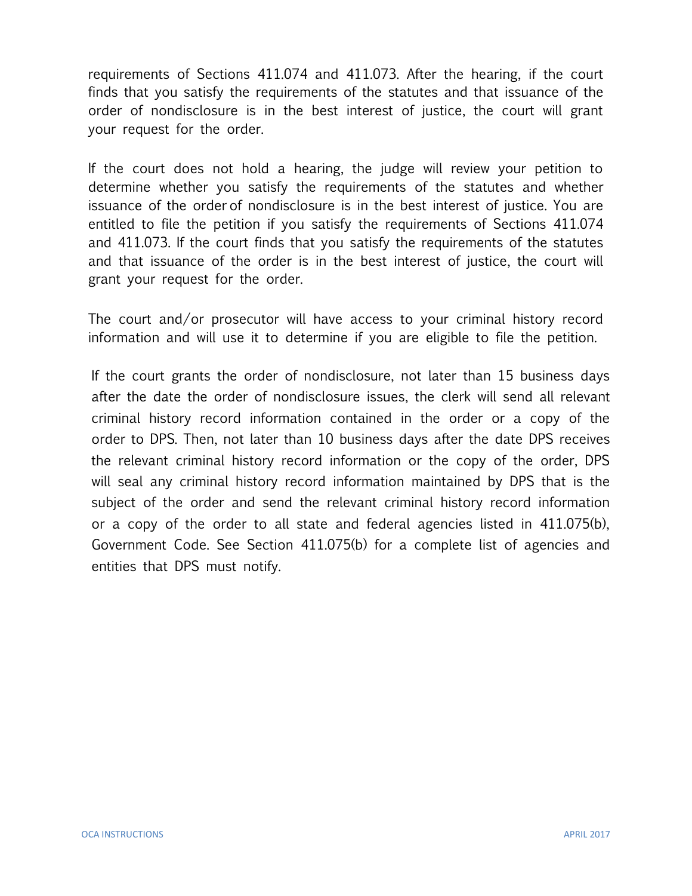requirements of Sections 411.074 and 411.073. After the hearing, if the court finds that you satisfy the requirements of the statutes and that issuance of the order of nondisclosure is in the best interest of justice, the court will grant your request for the order.

If the court does not hold a hearing, the judge will review your petition to determine whether you satisfy the requirements of the statutes and whether issuance of the order of nondisclosure is in the best interest of justice. You are entitled to file the petition if you satisfy the requirements of Sections 411.074 and 411.073. If the court finds that you satisfy the requirements of the statutes and that issuance of the order is in the best interest of justice, the court will grant your request for the order.

The court and/or prosecutor will have access to your criminal history record information and will use it to determine if you are eligible to file the petition.

If the court grants the order of nondisclosure, not later than 15 business days after the date the order of nondisclosure issues, the clerk will send all relevant criminal history record information contained in the order or a copy of the order to DPS. Then, not later than 10 business days after the date DPS receives the relevant criminal history record information or the copy of the order, DPS will seal any criminal history record information maintained by DPS that is the subject of the order and send the relevant criminal history record information or a copy of the order to all state and federal agencies listed in 411.075(b), Government Code. See Section 411.075(b) for a complete list of agencies and entities that DPS must notify.